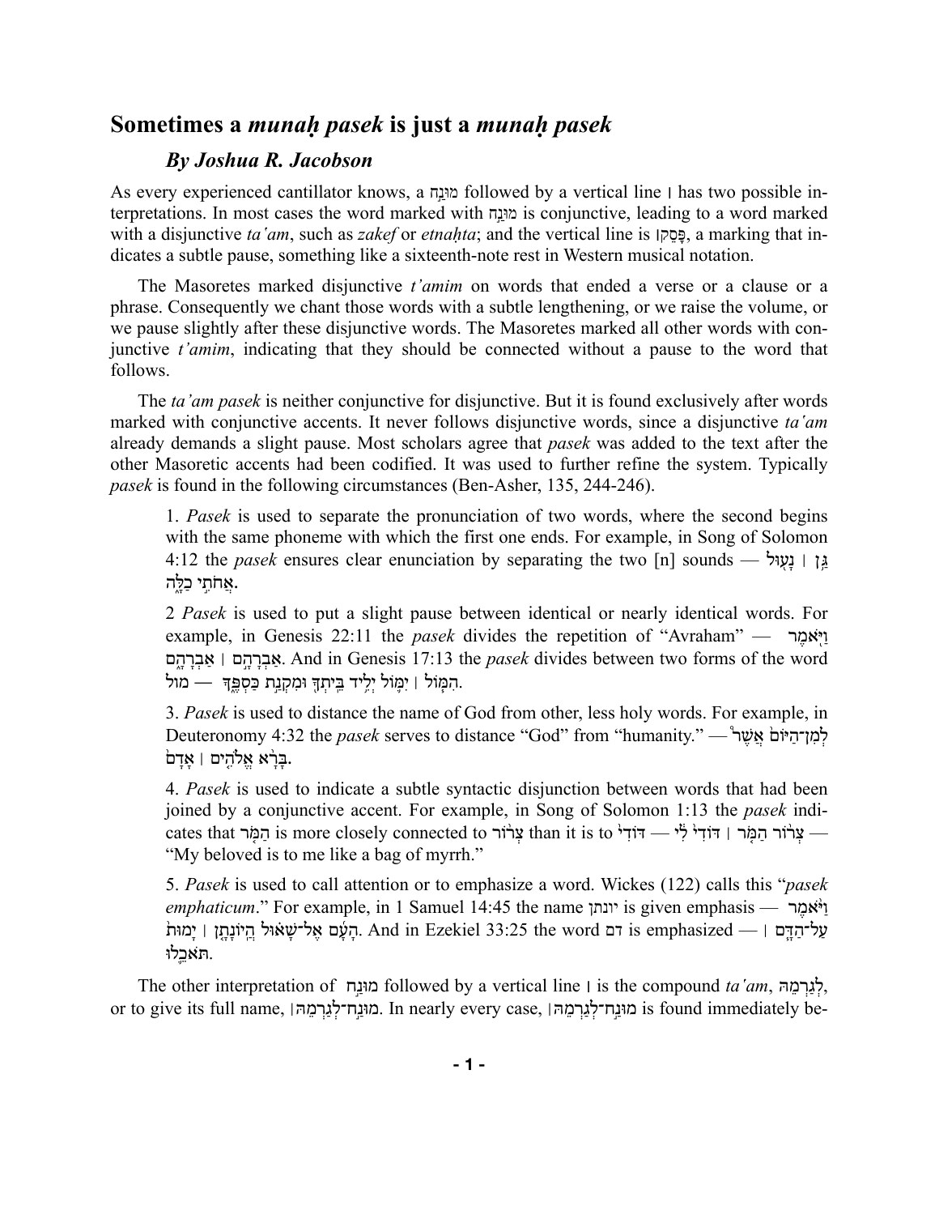## Sometimes a *munaḥ pasek* is just a *munaḥ pasek*

### *By Joshua R. Jacobson*

As every experienced cantillator knows, a מוּנַ֣ח followed by a vertical line ׀ has two possible interpretations. In most cases the word marked with מוּנַ֣ח is conjunctive, leading to a word marked with a disjunctive *ta'am*, such as *zakef* or *etnaḥta*; and the vertical line is פָּסֵק׀, a marking that indicates a subtle pause, something like a sixteenth-note rest in Western musical notation.

The Masoretes marked disjunctive *t'amim* on words that ended a verse or a clause or a phrase. Consequently we chant those words with a subtle lengthening, or we raise the volume, or we pause slightly after these disjunctive words. The Masoretes marked all other words with conjunctive *t'amim*, indicating that they should be connected without a pause to the word that follows.

The *ta'am pasek* is neither conjunctive for disjunctive. But it is found exclusively after words marked with conjunctive accents. It never follows disjunctive words, since a disjunctive *ta'am* already demands a slight pause. Most scholars agree that *pasek* was added to the text after the other Masoretic accents had been codified. It was used to further refine the system. Typically *pasek* is found in the following circumstances (Ben-Asher, 135, 244-246).

> 1. *Pasek* is used to separate the pronunciation of two words, where the second begins with the same phoneme with which the first one ends. For example, in Song of Solomon 4:12 the *pasek* ensures clear enunciation by separating the two [n] sounds — גַּ֥ן ׀ נָע֖וּל אֲחֹתִ֣י כַלָּ֑ה.
>
> 2 *Pasek* is used to put a slight pause between identical or nearly identical words. For example, in Genesis 22:11 the *pasek* divides the repetition of "Avraham" — וַיֹּ֖אמֶר אַבְרָהָ֣ם ׀ אַבְרָהָ֑ם. And in Genesis 17:13 the *pasek* divides between two forms of the word מול — הִמּ֧וֹל ׀ יִמּ֛וֹל יְלִ֥יד בֵּיתְךָ֖ וּמִקְנַ֣ת כַּסְפֶּ֑ךָ.
>
> 3. *Pasek* is used to distance the name of God from other, less holy words. For example, in Deuteronomy 4:32 the *pasek* serves to distance "God" from "humanity." — לְמִן־הַיּוֹם֩ אֲשֶׁ֨ר בָּרָ֧א אֱלֹהִ֣ים ׀ אָדָם֮.
>
> 4. *Pasek* is used to indicate a subtle syntactic disjunction between words that had been joined by a conjunctive accent. For example, in Song of Solomon 1:13 the *pasek* indicates that הַמֹּ֤ר is more closely connected to צְר֨וֹר than it is to דּוֹדִי֙ — צְר֨וֹר הַמֹּ֤ר ׀ דּוֹדִי֙ לִ֔י — "My beloved is to me like a bag of myrrh."
>
> 5. *Pasek* is used to call attention or to emphasize a word. Wickes (122) calls this "*pasek emphaticum*." For example, in 1 Samuel 14:45 the name יונתן is given emphasis — וַיֹּ֨אמֶר הָעָ֜ם אֶל־שָׁא֗וּל הֲיוֹנָתָ֣ן ׀ יָמוּת֮. And in Ezekiel 33:25 the word דם is emphasized — עַל־הַדָּ֧ם ׀ תֹּאכֵ֛לוּ.

The other interpretation of מוּנַ֣ח followed by a vertical line ׀ is the compound *ta'am*, לְגַרְמֵהּ, or to give its full name, מוּנַ֣ח־לְגַרְמֵהּ׀. In nearly every case, מוּנַ֣ח־לְגַרְמֵהּ׀ is found immediately be-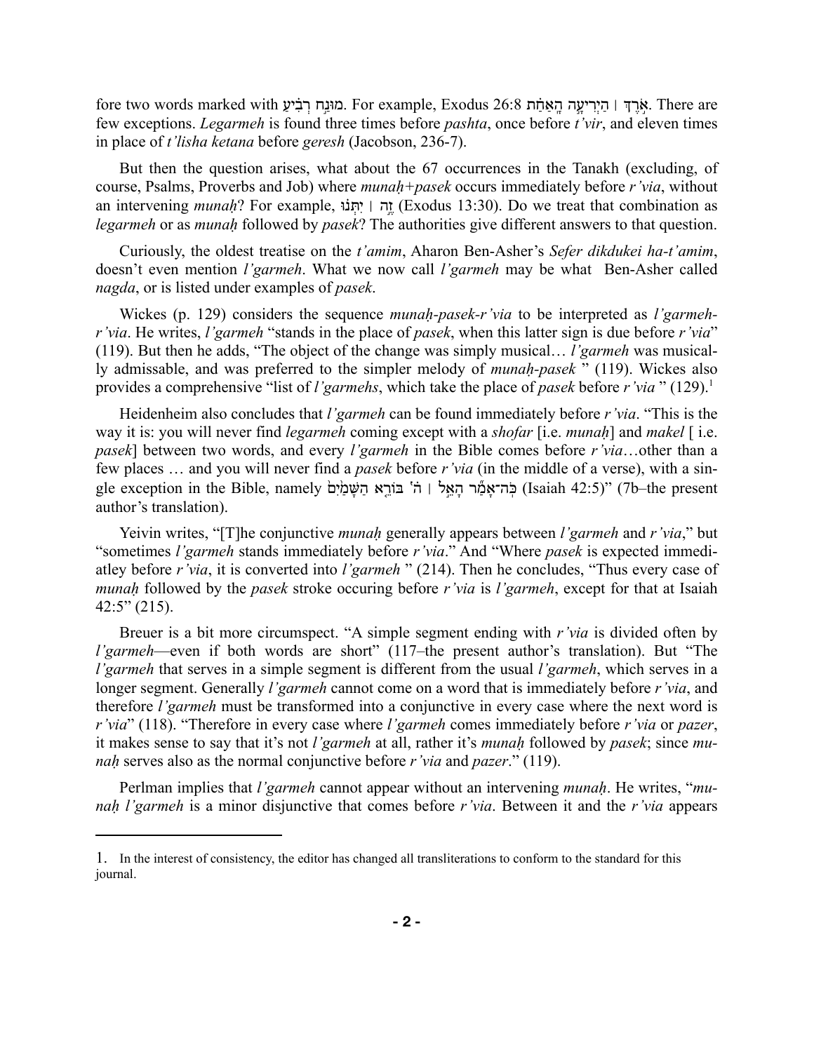fore two words marked with מוּנַח רְבִ֗יעַ. For example, Exodus 26:8 אֹ֣רֶךְ ׀ הַיְרִיעָ֣ה הָאַחַ֗ת. There are few exceptions. *Legarmeh* is found three times before *pashta*, once before *t'vir*, and eleven times in place of *t'lisha ketana* before *geresh* (Jacobson, 236-7).

But then the question arises, what about the 67 occurrences in the Tanakh (excluding, of course, Psalms, Proverbs and Job) where *munaḥ+pasek* occurs immediately before *r'via*, without an intervening *munaḥ*? For example, זֶ֣ה ׀ יִתְּנ֗וּ (Exodus 13:30). Do we treat that combination as *legarmeh* or as *munaḥ* followed by *pasek*? The authorities give different answers to that question.

Curiously, the oldest treatise on the *t'amim*, Aharon Ben-Asher's *Sefer dikdukei ha-t'amim*, doesn't even mention *l'garmeh*. What we now call *l'garmeh* may be what Ben-Asher called *nagda*, or is listed under examples of *pasek*.

Wickes (p. 129) considers the sequence *munaḥ-pasek-r'via* to be interpreted as *l'garmeh-r'via*. He writes, *l'garmeh* "stands in the place of *pasek*, when this latter sign is due before *r'via*" (119). But then he adds, "The object of the change was simply musical… *l'garmeh* was musically admissable, and was preferred to the simpler melody of *munaḥ-pasek* " (119). Wickes also provides a comprehensive "list of *l'garmehs*, which take the place of *pasek* before *r'via* " (129).[1]

Heidenheim also concludes that *l'garmeh* can be found immediately before *r'via*. "This is the way it is: you will never find *legarmeh* coming except with a *shofar* [i.e. *munaḥ*] and *makel* [ i.e. *pasek*] between two words, and every *l'garmeh* in the Bible comes before *r'via*…other than a few places … and you will never find a *pasek* before *r'via* (in the middle of a verse), with a single exception in the Bible, namely כֹּֽה־אָמַ֞ר הָאֵ֣ל ׀ ה' בּוֹרֵ֤א הַשָּׁמַ֙יִם֙ (Isaiah 42:5)" (7b–the present author's translation).

Yeivin writes, "[T]he conjunctive *munaḥ* generally appears between *l'garmeh* and *r'via*," but "sometimes *l'garmeh* stands immediately before *r'via*." And "Where *pasek* is expected immediatley before *r'via*, it is converted into *l'garmeh* " (214). Then he concludes, "Thus every case of *munaḥ* followed by the *pasek* stroke occuring before *r'via* is *l'garmeh*, except for that at Isaiah 42:5" (215).

Breuer is a bit more circumspect. "A simple segment ending with *r'via* is divided often by *l'garmeh*—even if both words are short" (117–the present author's translation). But "The *l'garmeh* that serves in a simple segment is different from the usual *l'garmeh*, which serves in a longer segment. Generally *l'garmeh* cannot come on a word that is immediately before *r'via*, and therefore *l'garmeh* must be transformed into a conjunctive in every case where the next word is *r'via*" (118). "Therefore in every case where *l'garmeh* comes immediately before *r'via* or *pazer*, it makes sense to say that it's not *l'garmeh* at all, rather it's *munaḥ* followed by *pasek*; since *munaḥ* serves also as the normal conjunctive before *r'via* and *pazer*." (119).

Perlman implies that *l'garmeh* cannot appear without an intervening *munaḥ*. He writes, "*munaḥ l'garmeh* is a minor disjunctive that comes before *r'via*. Between it and the *r'via* appears

---

1. In the interest of consistency, the editor has changed all transliterations to conform to the standard for this journal.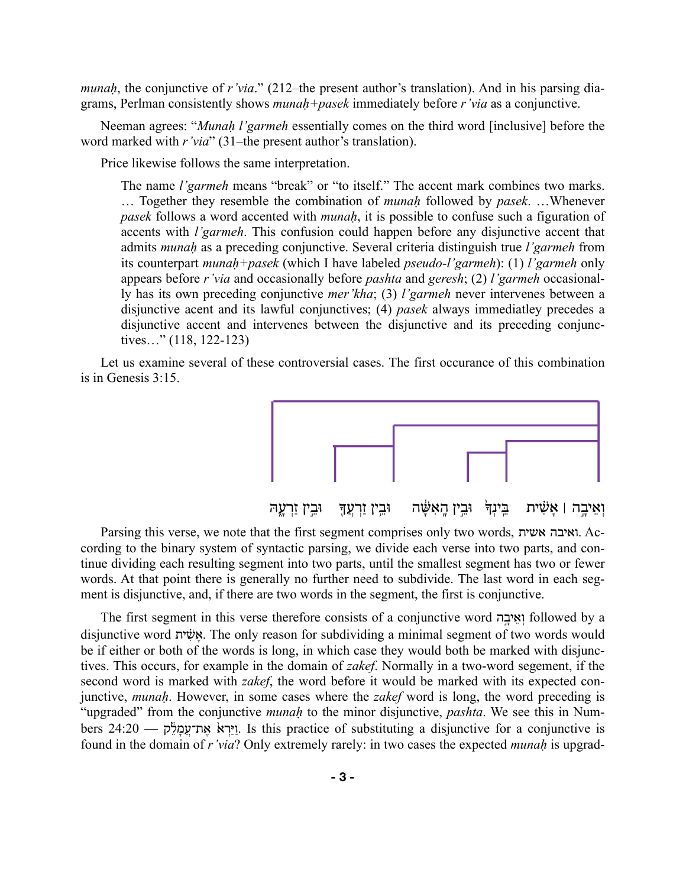*munaḥ*, the conjunctive of *r'via*." (212–the present author's translation). And in his parsing diagrams, Perlman consistently shows *munaḥ+pasek* immediately before *r'via* as a conjunctive.

Neeman agrees: "*Munaḥ l'garmeh* essentially comes on the third word [inclusive] before the word marked with *r'via*" (31–the present author's translation).

Price likewise follows the same interpretation.

> The name *l'garmeh* means "break" or "to itself." The accent mark combines two marks. … Together they resemble the combination of *munaḥ* followed by *pasek*. …Whenever *pasek* follows a word accented with *munaḥ*, it is possible to confuse such a figuration of accents with *l'garmeh*. This confusion could happen before any disjunctive accent that admits *munaḥ* as a preceding conjunctive. Several criteria distinguish true *l'garmeh* from its counterpart *munaḥ+pasek* (which I have labeled *pseudo-l'garmeh*): (1) *l'garmeh* only appears before *r'via* and occasionally before *pashta* and *geresh*; (2) *l'garmeh* occasionally has its own preceding conjunctive *mer'kha*; (3) *l'garmeh* never intervenes between a disjunctive acent and its lawful conjunctives; (4) *pasek* always immediatley precedes a disjunctive accent and intervenes between the disjunctive and its preceding conjunctives…" (118, 122-123)

Let us examine several of these controversial cases. The first occurance of this combination is in Genesis 3:15.

וְאֵיבָ֣ה ׀ אָשִׁ֗ית בֵּֽינְךָ֙ וּבֵ֣ין הָֽאִשָּׁ֔ה וּבֵ֥ין זַרְעֲךָ֖ וּבֵ֣ין זַרְעָ֑הּ

Parsing this verse, we note that the first segment comprises only two words, ואיבה אשית. According to the binary system of syntactic parsing, we divide each verse into two parts, and continue dividing each resulting segment into two parts, until the smallest segment has two or fewer words. At that point there is generally no further need to subdivide. The last word in each segment is disjunctive, and, if there are two words in the segment, the first is conjunctive.

The first segment in this verse therefore consists of a conjunctive word וְאֵיבָ֣ה followed by a disjunctive word אָשִׁ֗ית. The only reason for subdividing a minimal segment of two words would be if either or both of the words is long, in which case they would both be marked with disjunctives. This occurs, for example in the domain of *zakef*. Normally in a two-word segement, if the second word is marked with *zakef*, the word before it would be marked with its expected conjunctive, *munaḥ*. However, in some cases where the *zakef* word is long, the word preceding is "upgraded" from the conjunctive *munaḥ* to the minor disjunctive, *pashta*. We see this in Numbers 24:20 — וַיַּרְא֙ אֶת־עֲמָלֵ֔ק. Is this practice of substituting a disjunctive for a conjunctive is found in the domain of *r'via*? Only extremely rarely: in two cases the expected *munaḥ* is upgrad-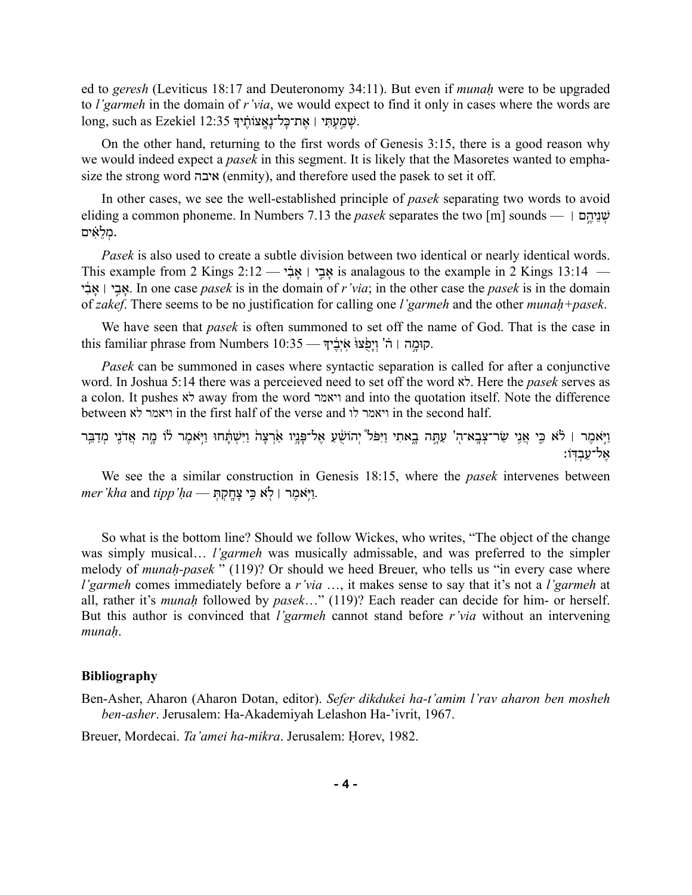ed to *geresh* (Leviticus 18:17 and Deuteronomy 34:11). But even if *munaḥ* were to be upgraded to *l'garmeh* in the domain of *r'via*, we would expect to find it only in cases where the words are long, such as Ezekiel 12:35 שָׁמַעְתִּי ׀ אֶת־כָּל־נָאָצוֹתֶיךָ.

On the other hand, returning to the first words of Genesis 3:15, there is a good reason why we would indeed expect a *pasek* in this segment. It is likely that the Masoretes wanted to emphasize the strong word איבה (enmity), and therefore used the pasek to set it off.

In other cases, we see the well-established principle of *pasek* separating two words to avoid eliding a common phoneme. In Numbers 7.13 the *pasek* separates the two [m] sounds — שְׁנֵיהֶם ׀ מְלֵאִים.

*Pasek* is also used to create a subtle division between two identical or nearly identical words. This example from 2 Kings 2:12 — אָבִי ׀ אָבִי is analagous to the example in 2 Kings 13:14 — אָבִי ׀ אָבִי. In one case *pasek* is in the domain of *r'via*; in the other case the *pasek* is in the domain of *zakef*. There seems to be no justification for calling one *l'garmeh* and the other *munaḥ+pasek*.

We have seen that *pasek* is often summoned to set off the name of God. That is the case in this familiar phrase from Numbers 10:35 — קוּמָה ׀ ה׳ וְיָפֻצוּ אֹיְבֶיךָ.

*Pasek* can be summoned in cases where syntactic separation is called for after a conjunctive word. In Joshua 5:14 there was a perceieved need to set off the word לא. Here the *pasek* serves as a colon. It pushes לא away from the word ויאמר and into the quotation itself. Note the difference between ויאמר לא in the first half of the verse and ויאמר לו in the second half.

וַיֹּאמֶר ׀ לֹא כִּי אֲנִי שַׂר־צְבָא־ה׳ עַתָּה בָאתִי וַיִּפֹּל יְהוֹשֻׁעַ אֶל־פָּנָיו אַרְצָה וַיִּשְׁתָּחוּ וַיֹּאמֶר לוֹ מָה אֲדֹנִי מְדַבֵּר אֶל־עַבְדּוֹ׃

We see the a similar construction in Genesis 18:15, where the *pasek* intervenes between *mer'kha* and *tipp'ḥa* — וַיֹּאמֶר ׀ לֹא כִּי צָחָקְתְּ.

So what is the bottom line? Should we follow Wickes, who writes, "The object of the change was simply musical… *l'garmeh* was musically admissable, and was preferred to the simpler melody of *munaḥ-pasek* " (119)? Or should we heed Breuer, who tells us "in every case where *l'garmeh* comes immediately before a *r'via* …, it makes sense to say that it's not a *l'garmeh* at all, rather it's *munaḥ* followed by *pasek*…" (119)? Each reader can decide for him- or herself. But this author is convinced that *l'garmeh* cannot stand before *r'via* without an intervening *munaḥ*.

### Bibliography

Ben-Asher, Aharon (Aharon Dotan, editor). *Sefer dikdukei ha-t'amim l'rav aharon ben mosheh ben-asher*. Jerusalem: Ha-Akademiyah Lelashon Ha-'ivrit, 1967.

Breuer, Mordecai. *Ta'amei ha-mikra*. Jerusalem: Ḥorev, 1982.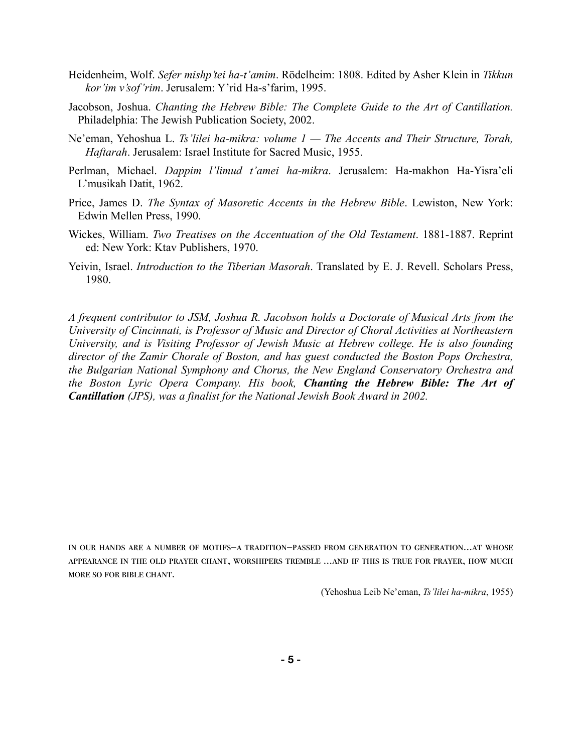Heidenheim, Wolf. *Sefer mishp'tei ha-t'amim*. Rödelheim: 1808. Edited by Asher Klein in *Tikkun kor'im v'sof'rim*. Jerusalem: Y'rid Ha-s'farim, 1995.

Jacobson, Joshua. *Chanting the Hebrew Bible: The Complete Guide to the Art of Cantillation.* Philadelphia: The Jewish Publication Society, 2002.

Ne'eman, Yehoshua L. *Ts'lilei ha-mikra: volume 1 — The Accents and Their Structure, Torah, Haftarah*. Jerusalem: Israel Institute for Sacred Music, 1955.

Perlman, Michael. *Dappim l'limud t'amei ha-mikra*. Jerusalem: Ha-makhon Ha-Yisra'eli L'musikah Datit, 1962.

Price, James D. *The Syntax of Masoretic Accents in the Hebrew Bible*. Lewiston, New York: Edwin Mellen Press, 1990.

Wickes, William. *Two Treatises on the Accentuation of the Old Testament*. 1881-1887. Reprinted: New York: Ktav Publishers, 1970.

Yeivin, Israel. *Introduction to the Tiberian Masorah*. Translated by E. J. Revell. Scholars Press, 1980.

*A frequent contributor to JSM, Joshua R. Jacobson holds a Doctorate of Musical Arts from the University of Cincinnati, is Professor of Music and Director of Choral Activities at Northeastern University, and is Visiting Professor of Jewish Music at Hebrew college. He is also founding director of the Zamir Chorale of Boston, and has guest conducted the Boston Pops Orchestra, the Bulgarian National Symphony and Chorus, the New England Conservatory Orchestra and the Boston Lyric Opera Company. His book,* ***Chanting the Hebrew Bible: The Art of Cantillation*** *(JPS), was a finalist for the National Jewish Book Award in 2002.*

In our hands are a number of motifs—a tradition—passed from generation to generation…at whose appearance in the old prayer chant, worshipers tremble …and if this is true for prayer, how much more so for Bible chant.

(Yehoshua Leib Ne'eman, *Ts'lilei ha-mikra*, 1955)